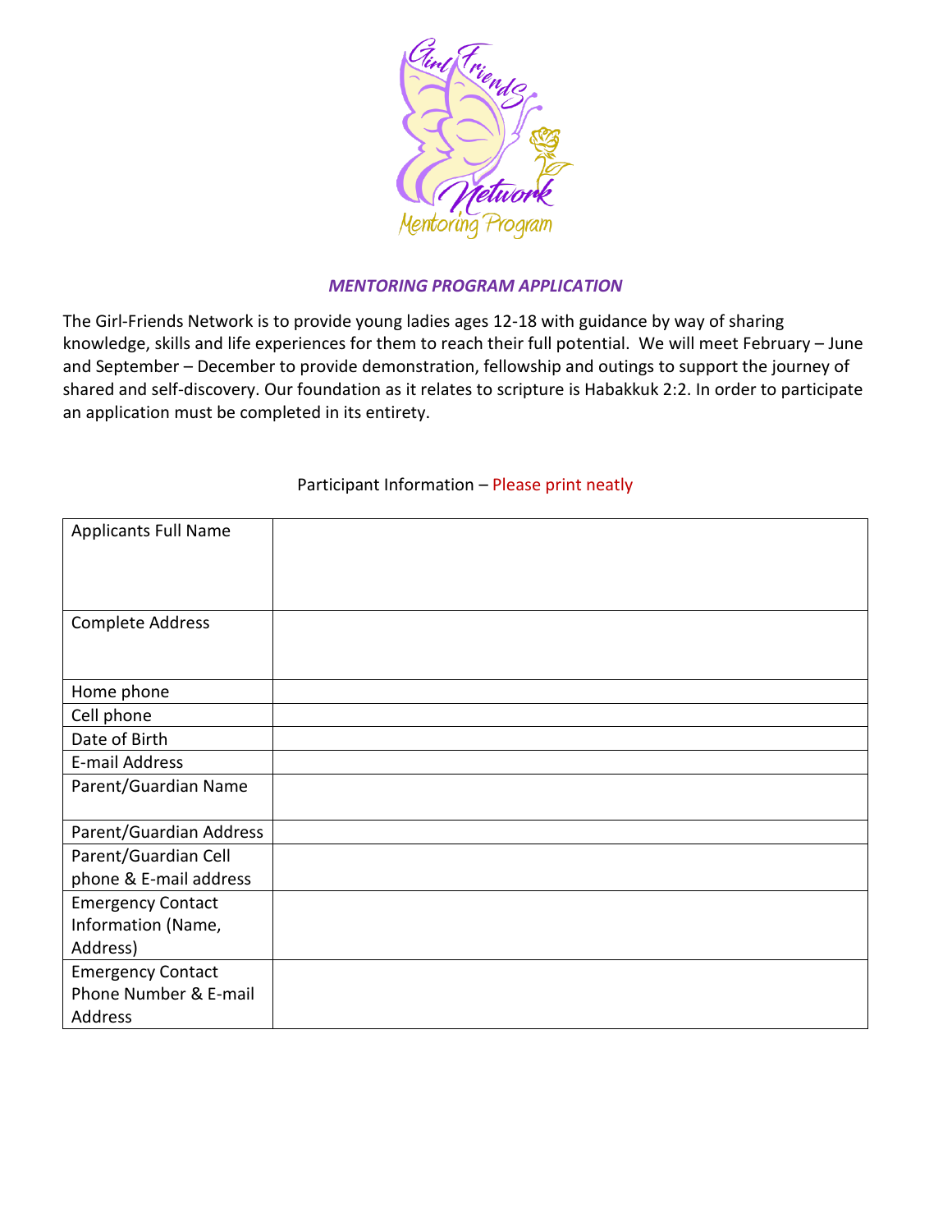Girl Friends Network Mentoring Program

## *MENTORING PROGRAM APPLICATION*

The Girl-Friends Network is to provide young ladies ages 12-18 with guidance by way of sharing knowledge, skills and life experiences for them to reach their full potential. We will meet February – June and September – December to provide demonstration, fellowship and outings to support the journey of shared and self-discovery. Our foundation as it relates to scripture is Habakkuk 2:2. In order to participate an application must be completed in its entirety.

Participant Information – Please print neatly

| | |
|---|---|
| Applicants Full Name | |
| Complete Address | |
| Home phone | |
| Cell phone | |
| Date of Birth | |
| E-mail Address | |
| Parent/Guardian Name | |
| Parent/Guardian Address | |
| Parent/Guardian Cell phone & E-mail address | |
| Emergency Contact Information (Name, Address) | |
| Emergency Contact Phone Number & E-mail Address | |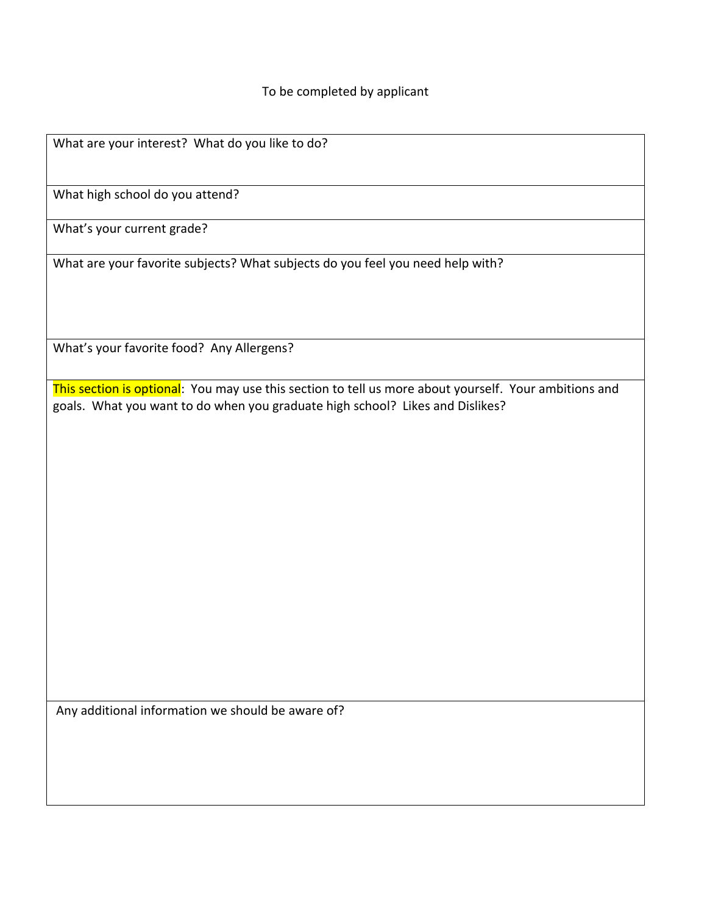To be completed by applicant

| |
|---|
| What are your interest? What do you like to do? |
| What high school do you attend? |
| What's your current grade? |
| What are your favorite subjects? What subjects do you feel you need help with? |
| What's your favorite food? Any Allergens? |
| This section is optional: You may use this section to tell us more about yourself. Your ambitions and goals. What you want to do when you graduate high school? Likes and Dislikes? |
| Any additional information we should be aware of? |